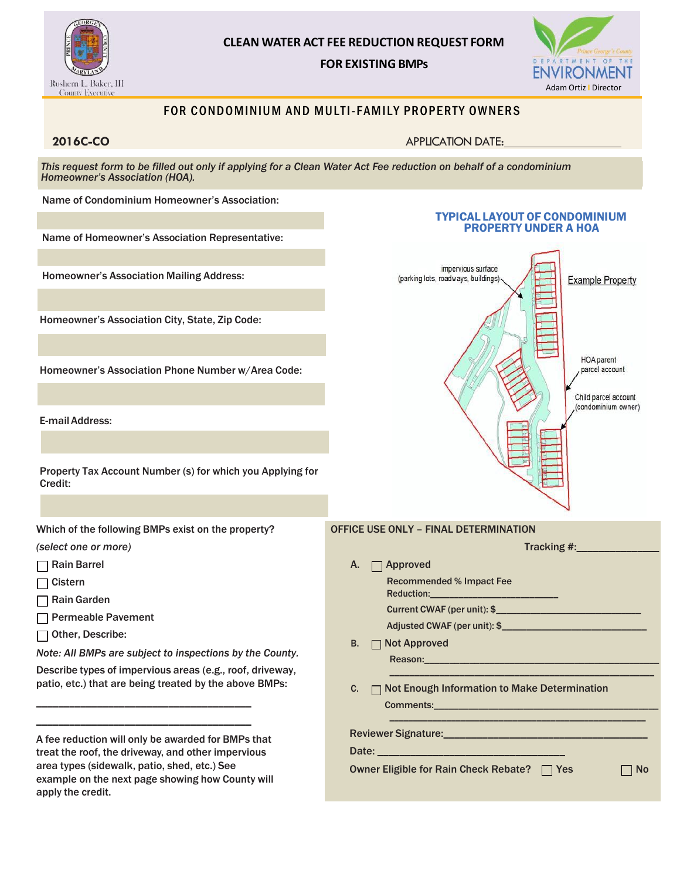Rushern L. Baker, III
County Executive

# CLEAN WATER ACT FEE REDUCTION REQUEST FORM

## FOR EXISTING BMPs

Prince George's County
DEPARTMENT OF THE ENVIRONMENT
Adam Ortiz | Director

## FOR CONDOMINIUM AND MULTI-FAMILY PROPERTY OWNERS

**2016C-CO**

APPLICATION DATE:____________________

*This request form to be filled out only if applying for a Clean Water Act Fee reduction on behalf of a condominium Homeowner's Association (HOA).*

Name of Condominium Homeowner's Association:

Name of Homeowner's Association Representative:

Homeowner's Association Mailing Address:

Homeowner's Association City, State, Zip Code:

Homeowner's Association Phone Number w/Area Code:

E-mail Address:

Property Tax Account Number (s) for which you Applying for Credit:

### TYPICAL LAYOUT OF CONDOMINIUM PROPERTY UNDER A HOA

Example Property

impervious surface (parking lots, roadways, buildings)

HOA parent parcel account

Child parcel account (condominium owner)

Which of the following BMPs exist on the property?

*(select one or more)*

- ☐ Rain Barrel
- ☐ Cistern
- ☐ Rain Garden
- ☐ Permeable Pavement
- ☐ Other, Describe:

*Note: All BMPs are subject to inspections by the County.*

Describe types of impervious areas (e.g., roof, driveway, patio, etc.) that are being treated by the above BMPs:

______________________________________

______________________________________

A fee reduction will only be awarded for BMPs that treat the roof, the driveway, and other impervious area types (sidewalk, patio, shed, etc.) See example on the next page showing how County will apply the credit.

**OFFICE USE ONLY – FINAL DETERMINATION**

Tracking #:______________

A. ☐ Approved

Recommended % Impact Fee Reduction:________________________

Current CWAF (per unit): $____________________________

Adjusted CWAF (per unit): $____________________________

B. ☐ Not Approved

Reason:______________________________________________

______________________________________________

C. ☐ Not Enough Information to Make Determination

Comments:______________________________________________

______________________________________________

Reviewer Signature:____________________________________

Date: __________________________________

Owner Eligible for Rain Check Rebate? ☐ Yes ☐ No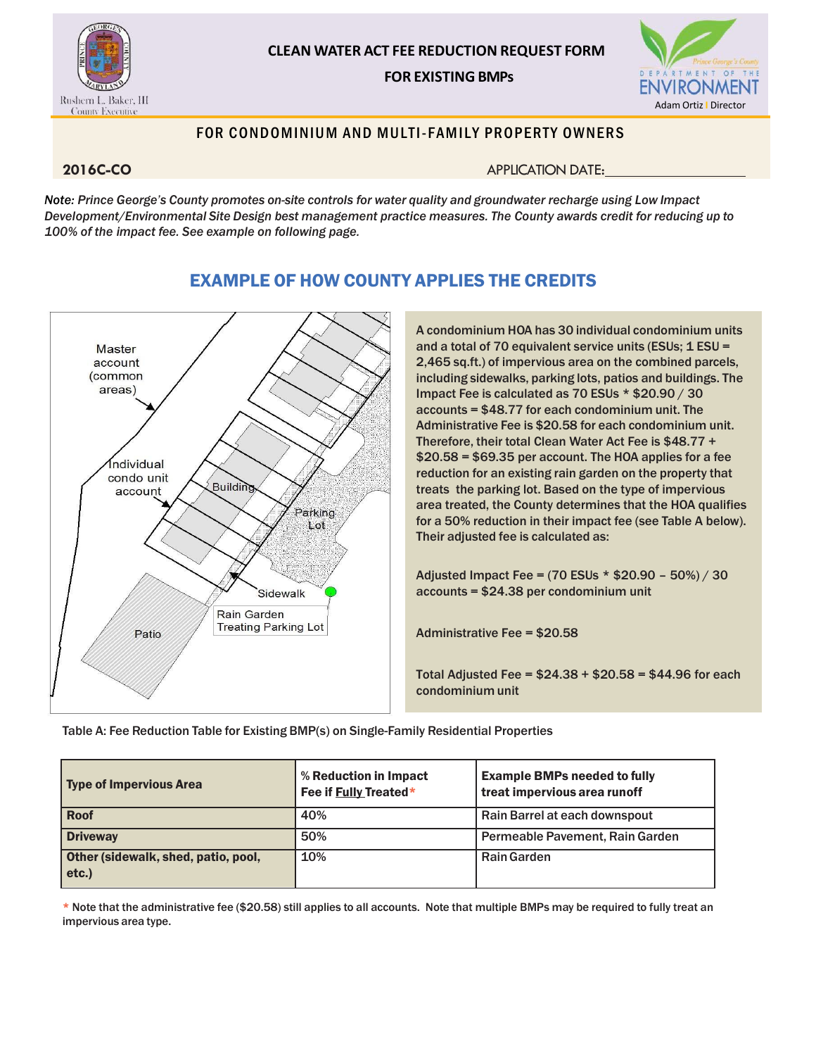# CLEAN WATER ACT FEE REDUCTION REQUEST FORM

## FOR EXISTING BMPs

Rushern L. Baker, III
County Executive

Prince George's County
DEPARTMENT OF THE ENVIRONMENT
Adam Ortiz | Director

### FOR CONDOMINIUM AND MULTI-FAMILY PROPERTY OWNERS

**2016C-CO**

APPLICATION DATE:____________________

*Note: Prince George's County promotes on-site controls for water quality and groundwater recharge using Low Impact Development/Environmental Site Design best management practice measures. The County awards credit for reducing up to 100% of the impact fee. See example on following page.*

## EXAMPLE OF HOW COUNTY APPLIES THE CREDITS

Master account (common areas)

Individual condo unit account

Building

Parking Lot

Sidewalk

Rain Garden Treating Parking Lot

Patio

A condominium HOA has 30 individual condominium units and a total of 70 equivalent service units (ESUs; 1 ESU = 2,465 sq.ft.) of impervious area on the combined parcels, including sidewalks, parking lots, patios and buildings. The Impact Fee is calculated as 70 ESUs * $20.90 / 30 accounts = $48.77 for each condominium unit. The Administrative Fee is $20.58 for each condominium unit. Therefore, their total Clean Water Act Fee is $48.77 + $20.58 = $69.35 per account. The HOA applies for a fee reduction for an existing rain garden on the property that treats the parking lot. Based on the type of impervious area treated, the County determines that the HOA qualifies for a 50% reduction in their impact fee (see Table A below). Their adjusted fee is calculated as:

Adjusted Impact Fee = (70 ESUs * $20.90 – 50%) / 30 accounts = $24.38 per condominium unit

Administrative Fee = $20.58

Total Adjusted Fee = $24.38 + $20.58 = $44.96 for each condominium unit

Table A: Fee Reduction Table for Existing BMP(s) on Single-Family Residential Properties

| Type of Impervious Area | % Reduction in Impact Fee if Fully Treated* | Example BMPs needed to fully treat impervious area runoff |
|---|---|---|
| **Roof** | 40% | Rain Barrel at each downspout |
| **Driveway** | 50% | Permeable Pavement, Rain Garden |
| **Other (sidewalk, shed, patio, pool, etc.)** | 10% | Rain Garden |

\* Note that the administrative fee ($20.58) still applies to all accounts. Note that multiple BMPs may be required to fully treat an impervious area type.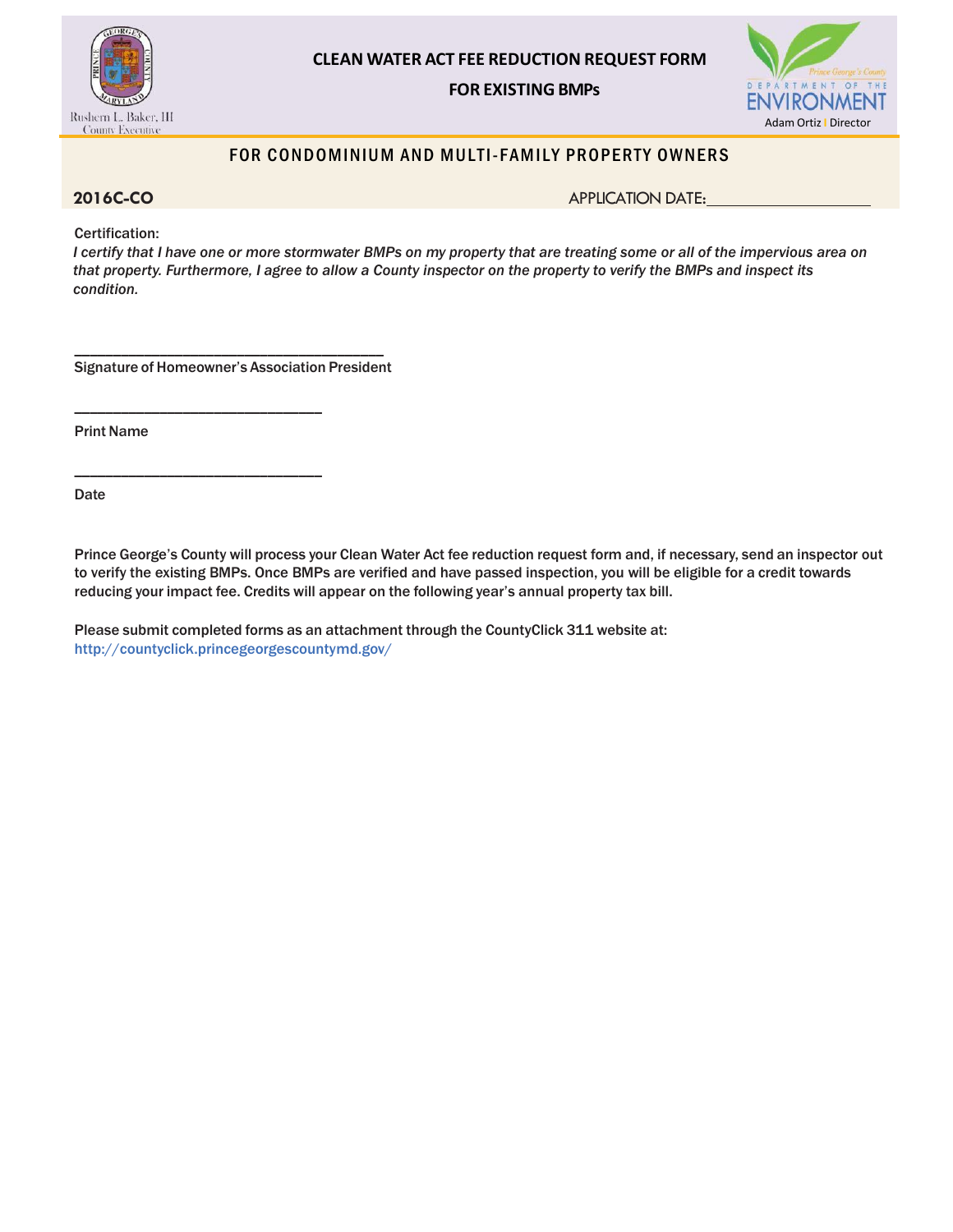Rushern L. Baker, III
County Executive

# CLEAN WATER ACT FEE REDUCTION REQUEST FORM

## FOR EXISTING BMPs

Prince George's County
DEPARTMENT OF THE
ENVIRONMENT
Adam Ortiz | Director

### FOR CONDOMINIUM AND MULTI-FAMILY PROPERTY OWNERS

**2016C-CO** APPLICATION DATE:___________________

Certification:

*I certify that I have one or more stormwater BMPs on my property that are treating some or all of the impervious area on that property. Furthermore, I agree to allow a County inspector on the property to verify the BMPs and inspect its condition.*

___________________________________

Signature of Homeowner's Association President

____________________________

Print Name

____________________________

Date

Prince George's County will process your Clean Water Act fee reduction request form and, if necessary, send an inspector out to verify the existing BMPs. Once BMPs are verified and have passed inspection, you will be eligible for a credit towards reducing your impact fee. Credits will appear on the following year's annual property tax bill.

Please submit completed forms as an attachment through the CountyClick 311 website at:
http://countyclick.princegeorgescountymd.gov/